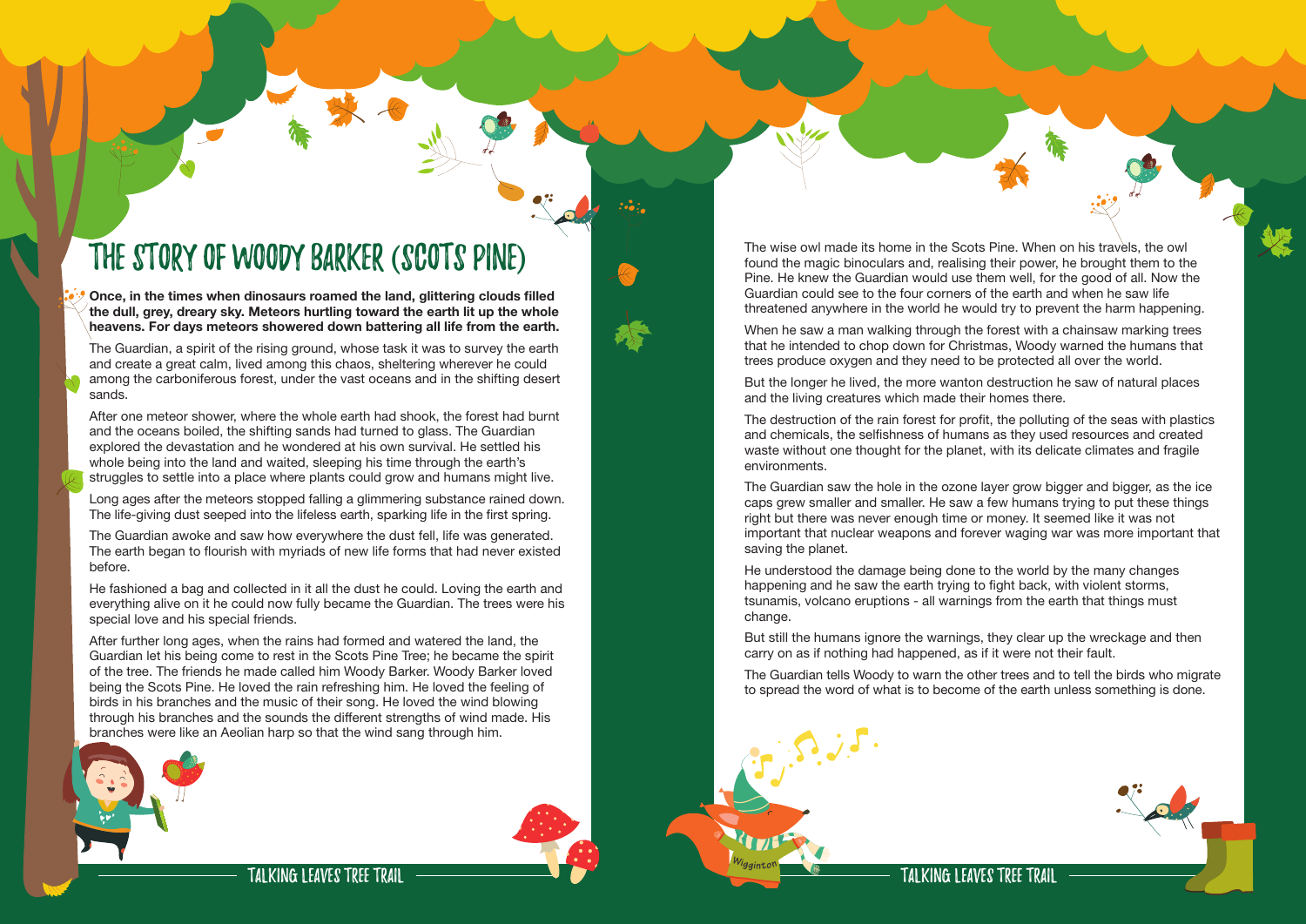# THE STORY OF WOODY BARKER (SCOTS PINE)

**Once, in the times when dinosaurs roamed the land, glittering clouds filled the dull, grey, dreary sky. Meteors hurtling toward the earth lit up the whole heavens. For days meteors showered down battering all life from the earth.**

The Guardian, a spirit of the rising ground, whose task it was to survey the earth and create a great calm, lived among this chaos, sheltering wherever he could among the carboniferous forest, under the vast oceans and in the shifting desert sands.

After one meteor shower, where the whole earth had shook, the forest had burnt and the oceans boiled, the shifting sands had turned to glass. The Guardian explored the devastation and he wondered at his own survival. He settled his whole being into the land and waited, sleeping his time through the earth's struggles to settle into a place where plants could grow and humans might live.

Long ages after the meteors stopped falling a glimmering substance rained down. The life-giving dust seeped into the lifeless earth, sparking life in the first spring.

The Guardian awoke and saw how everywhere the dust fell, life was generated. The earth began to flourish with myriads of new life forms that had never existed before.

He fashioned a bag and collected in it all the dust he could. Loving the earth and everything alive on it he could now fully became the Guardian. The trees were his special love and his special friends.

After further long ages, when the rains had formed and watered the land, the Guardian let his being come to rest in the Scots Pine Tree; he became the spirit of the tree. The friends he made called him Woody Barker. Woody Barker loved being the Scots Pine. He loved the rain refreshing him. He loved the feeling of birds in his branches and the music of their song. He loved the wind blowing through his branches and the sounds the different strengths of wind made. His branches were like an Aeolian harp so that the wind sang through him.

The wise owl made its home in the Scots Pine. When on his travels, the owl found the magic binoculars and, realising their power, he brought them to the Pine. He knew the Guardian would use them well, for the good of all. Now the Guardian could see to the four corners of the earth and when he saw life threatened anywhere in the world he would try to prevent the harm happening.

When he saw a man walking through the forest with a chainsaw marking trees that he intended to chop down for Christmas, Woody warned the humans that trees produce oxygen and they need to be protected all over the world.

But the longer he lived, the more wanton destruction he saw of natural places and the living creatures which made their homes there.

The destruction of the rain forest for profit, the polluting of the seas with plastics and chemicals, the selfishness of humans as they used resources and created waste without one thought for the planet, with its delicate climates and fragile environments.

The Guardian saw the hole in the ozone layer grow bigger and bigger, as the ice caps grew smaller and smaller. He saw a few humans trying to put these things right but there was never enough time or money. It seemed like it was not important that nuclear weapons and forever waging war was more important that saving the planet.

He understood the damage being done to the world by the many changes happening and he saw the earth trying to fight back, with violent storms, tsunamis, volcano eruptions - all warnings from the earth that things must change.

But still the humans ignore the warnings, they clear up the wreckage and then carry on as if nothing had happened, as if it were not their fault.

The Guardian tells Woody to warn the other trees and to tell the birds who migrate to spread the word of what is to become of the earth unless something is done.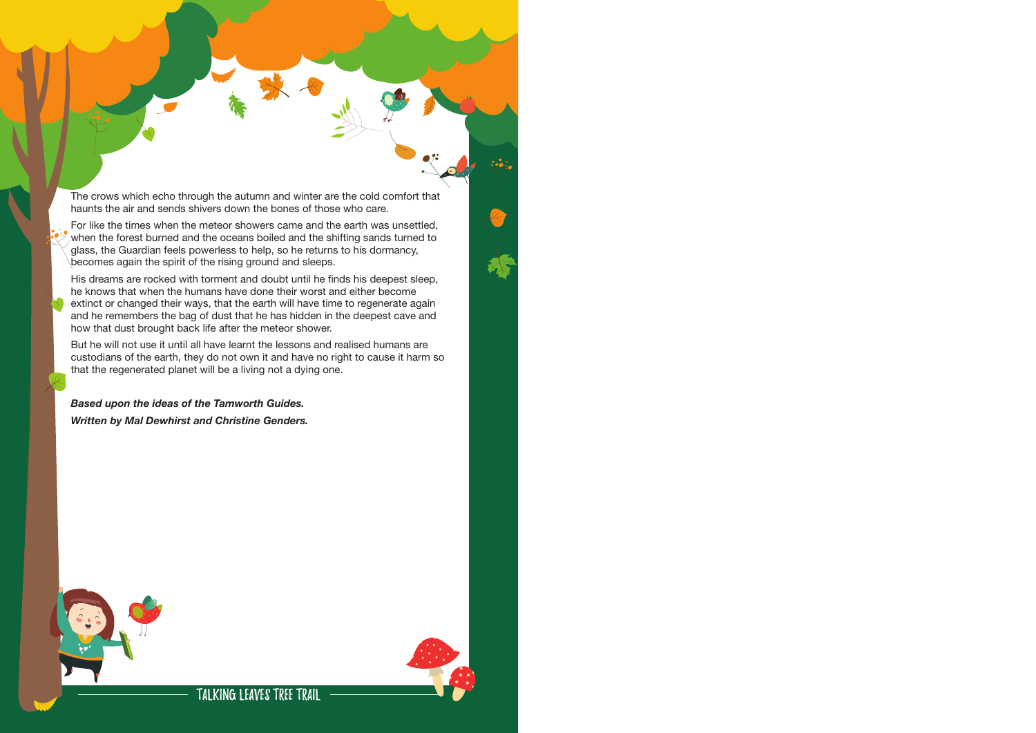The crows which echo through the autumn and winter are the cold comfort that haunts the air and sends shivers down the bones of those who care.

For like the times when the meteor showers came and the earth was unsettled, when the forest burned and the oceans boiled and the shifting sands turned to glass, the Guardian feels powerless to help, so he returns to his dormancy, becomes again the spirit of the rising ground and sleeps.

His dreams are rocked with torment and doubt until he finds his deepest sleep, he knows that when the humans have done their worst and either become extinct or changed their ways, that the earth will have time to regenerate again and he remembers the bag of dust that he has hidden in the deepest cave and how that dust brought back life after the meteor shower.

But he will not use it until all have learnt the lessons and realised humans are custodians of the earth, they do not own it and have no right to cause it harm so that the regenerated planet will be a living not a dying one.

***Based upon the ideas of the Tamworth Guides.***

***Written by Mal Dewhirst and Christine Genders.***